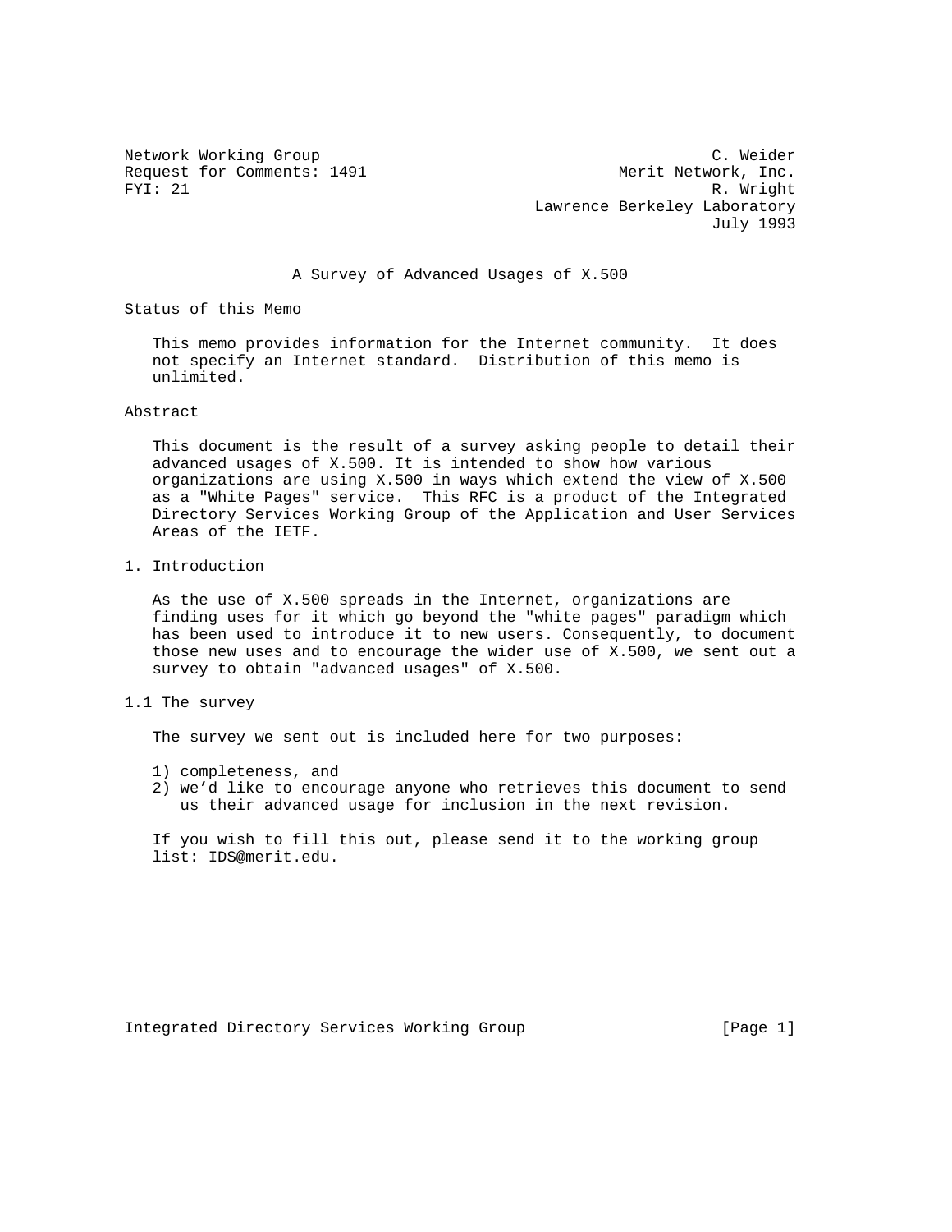Network Working Group C. Weider
Request for Comments: 1491 Merit Network, Inc.
FYI: 21 R. Wright
Lawrence Berkeley Laboratory
July 1993

# A Survey of Advanced Usages of X.500

## Status of this Memo

This memo provides information for the Internet community. It does not specify an Internet standard. Distribution of this memo is unlimited.

## Abstract

This document is the result of a survey asking people to detail their advanced usages of X.500. It is intended to show how various organizations are using X.500 in ways which extend the view of X.500 as a "White Pages" service. This RFC is a product of the Integrated Directory Services Working Group of the Application and User Services Areas of the IETF.

## 1. Introduction

As the use of X.500 spreads in the Internet, organizations are finding uses for it which go beyond the "white pages" paradigm which has been used to introduce it to new users. Consequently, to document those new uses and to encourage the wider use of X.500, we sent out a survey to obtain "advanced usages" of X.500.

### 1.1 The survey

The survey we sent out is included here for two purposes:

1) completeness, and
2) we'd like to encourage anyone who retrieves this document to send us their advanced usage for inclusion in the next revision.

If you wish to fill this out, please send it to the working group list: IDS@merit.edu.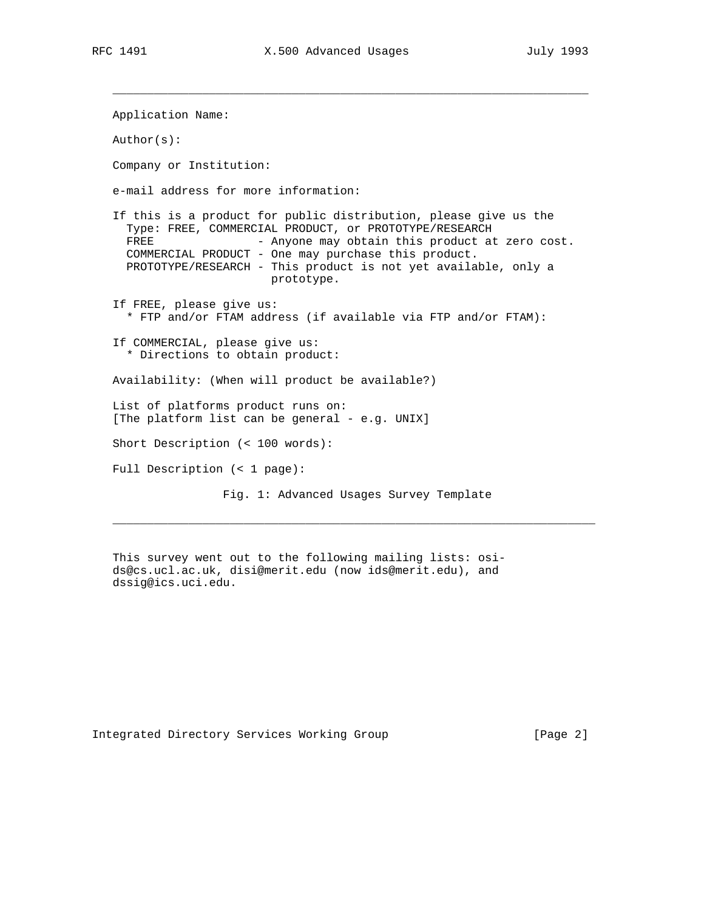---

Application Name:

Author(s):

Company or Institution:

e-mail address for more information:

If this is a product for public distribution, please give us the Type: FREE, COMMERCIAL PRODUCT, or PROTOTYPE/RESEARCH

```
  FREE                - Anyone may obtain this product at zero cost.
  COMMERCIAL PRODUCT - One may purchase this product.
  PROTOTYPE/RESEARCH - This product is not yet available, only a
                       prototype.
```

If FREE, please give us:

* FTP and/or FTAM address (if available via FTP and/or FTAM):

If COMMERCIAL, please give us:

* Directions to obtain product:

Availability: (When will product be available?)

List of platforms product runs on:
[The platform list can be general - e.g. UNIX]

Short Description (< 100 words):

Full Description (< 1 page):

Fig. 1: Advanced Usages Survey Template

---

This survey went out to the following mailing lists: osi-ds@cs.ucl.ac.uk, disi@merit.edu (now ids@merit.edu), and dssig@ics.uci.edu.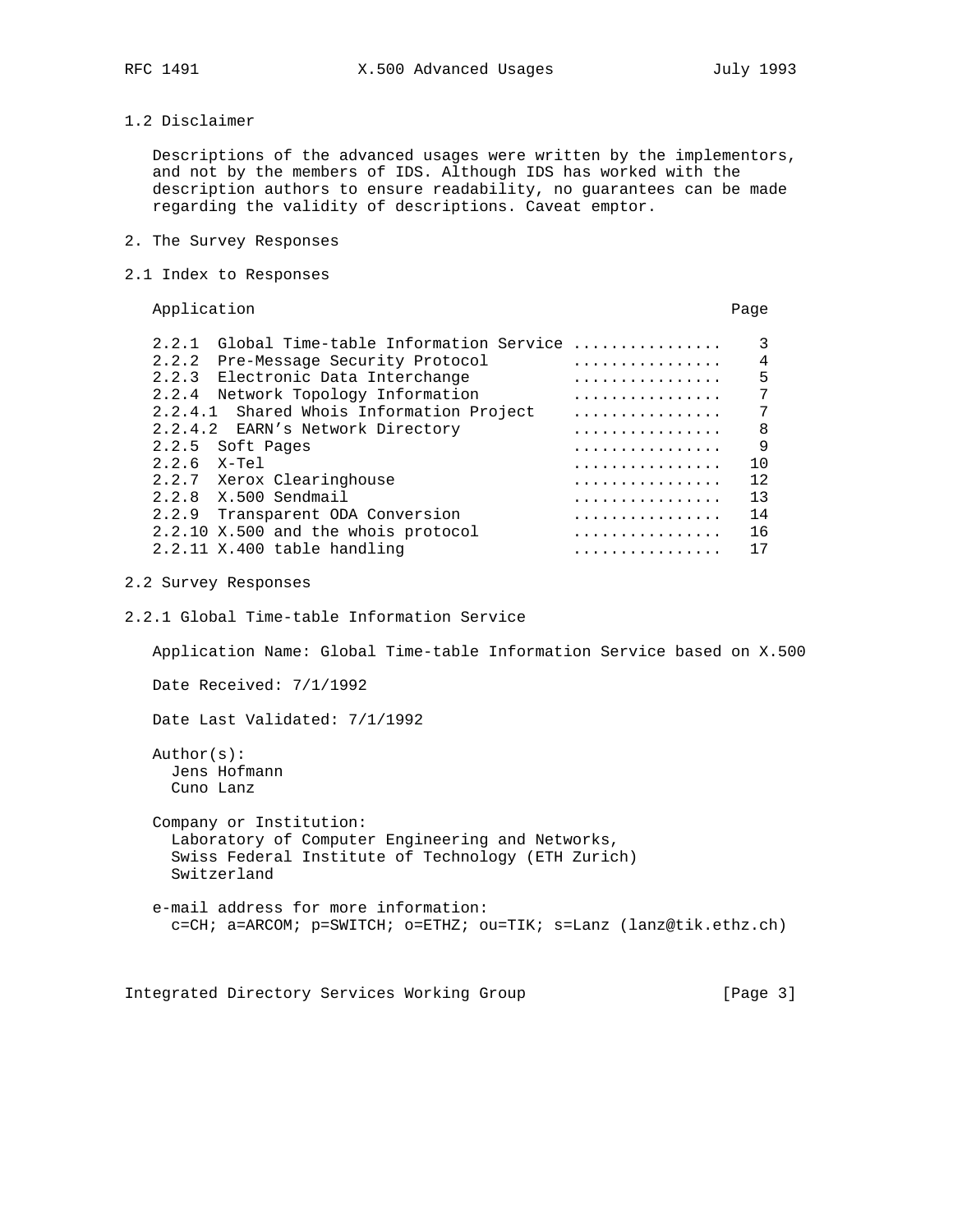## 1.2 Disclaimer

Descriptions of the advanced usages were written by the implementors, and not by the members of IDS. Although IDS has worked with the description authors to ensure readability, no guarantees can be made regarding the validity of descriptions. Caveat emptor.

# 2. The Survey Responses

## 2.1 Index to Responses

| Application | Page |
|---|---|
| 2.2.1 Global Time-table Information Service ................ | 3 |
| 2.2.2 Pre-Message Security Protocol ................ | 4 |
| 2.2.3 Electronic Data Interchange ................ | 5 |
| 2.2.4 Network Topology Information ................ | 7 |
| 2.2.4.1 Shared Whois Information Project ................ | 7 |
| 2.2.4.2 EARN's Network Directory ................ | 8 |
| 2.2.5 Soft Pages ................ | 9 |
| 2.2.6 X-Tel ................ | 10 |
| 2.2.7 Xerox Clearinghouse ................ | 12 |
| 2.2.8 X.500 Sendmail ................ | 13 |
| 2.2.9 Transparent ODA Conversion ................ | 14 |
| 2.2.10 X.500 and the whois protocol ................ | 16 |
| 2.2.11 X.400 table handling ................ | 17 |

## 2.2 Survey Responses

### 2.2.1 Global Time-table Information Service

Application Name: Global Time-table Information Service based on X.500

Date Received: 7/1/1992

Date Last Validated: 7/1/1992

Author(s):
Jens Hofmann
Cuno Lanz

Company or Institution:
Laboratory of Computer Engineering and Networks,
Swiss Federal Institute of Technology (ETH Zurich)
Switzerland

e-mail address for more information:
c=CH; a=ARCOM; p=SWITCH; o=ETHZ; ou=TIK; s=Lanz (lanz@tik.ethz.ch)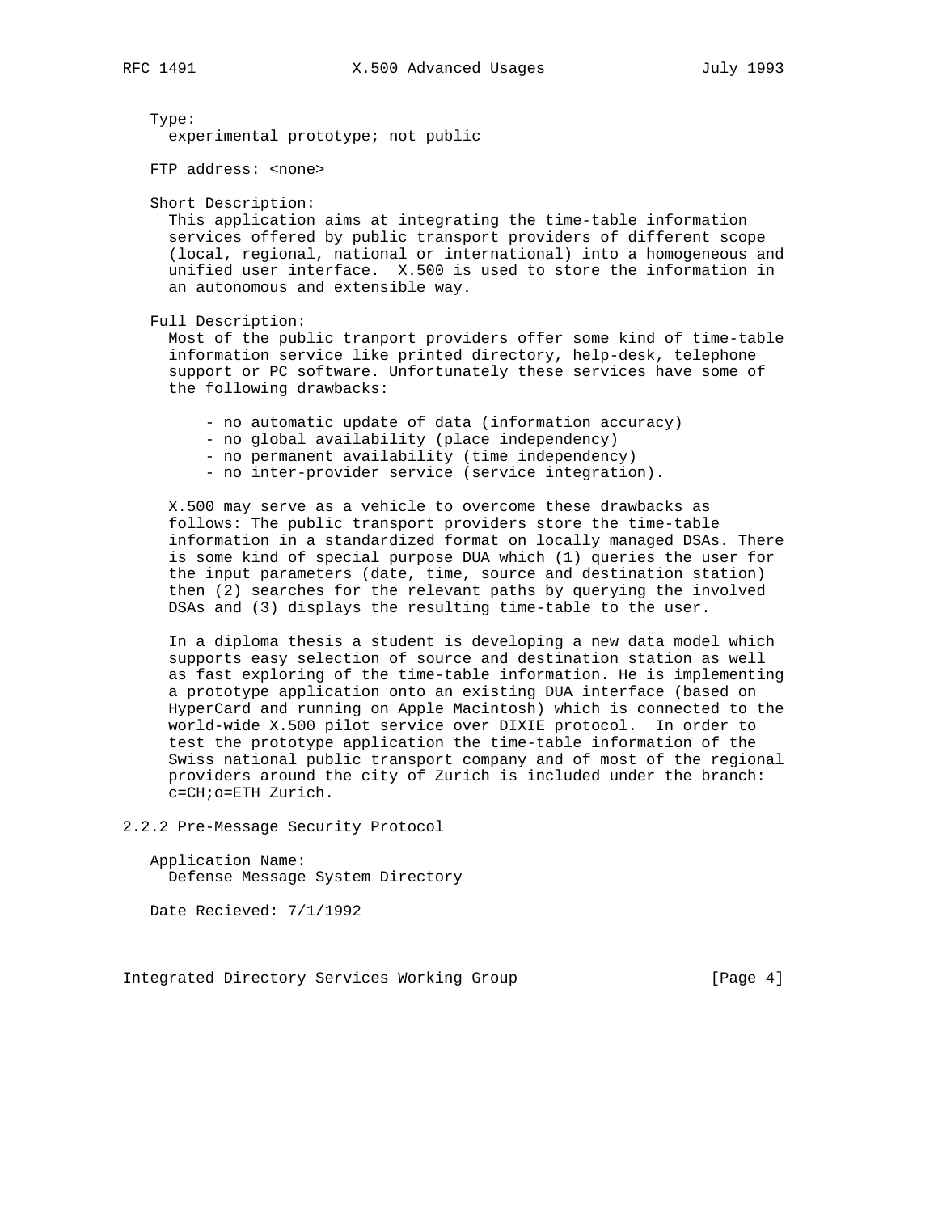Type:
experimental prototype; not public

FTP address: <none>

Short Description:
This application aims at integrating the time-table information services offered by public transport providers of different scope (local, regional, national or international) into a homogeneous and unified user interface. X.500 is used to store the information in an autonomous and extensible way.

Full Description:
Most of the public tranport providers offer some kind of time-table information service like printed directory, help-desk, telephone support or PC software. Unfortunately these services have some of the following drawbacks:

- no automatic update of data (information accuracy)
- no global availability (place independency)
- no permanent availability (time independency)
- no inter-provider service (service integration).

X.500 may serve as a vehicle to overcome these drawbacks as follows: The public transport providers store the time-table information in a standardized format on locally managed DSAs. There is some kind of special purpose DUA which (1) queries the user for the input parameters (date, time, source and destination station) then (2) searches for the relevant paths by querying the involved DSAs and (3) displays the resulting time-table to the user.

In a diploma thesis a student is developing a new data model which supports easy selection of source and destination station as well as fast exploring of the time-table information. He is implementing a prototype application onto an existing DUA interface (based on HyperCard and running on Apple Macintosh) which is connected to the world-wide X.500 pilot service over DIXIE protocol. In order to test the prototype application the time-table information of the Swiss national public transport company and of most of the regional providers around the city of Zurich is included under the branch: c=CH;o=ETH Zurich.

### 2.2.2 Pre-Message Security Protocol

Application Name:
Defense Message System Directory

Date Recieved: 7/1/1992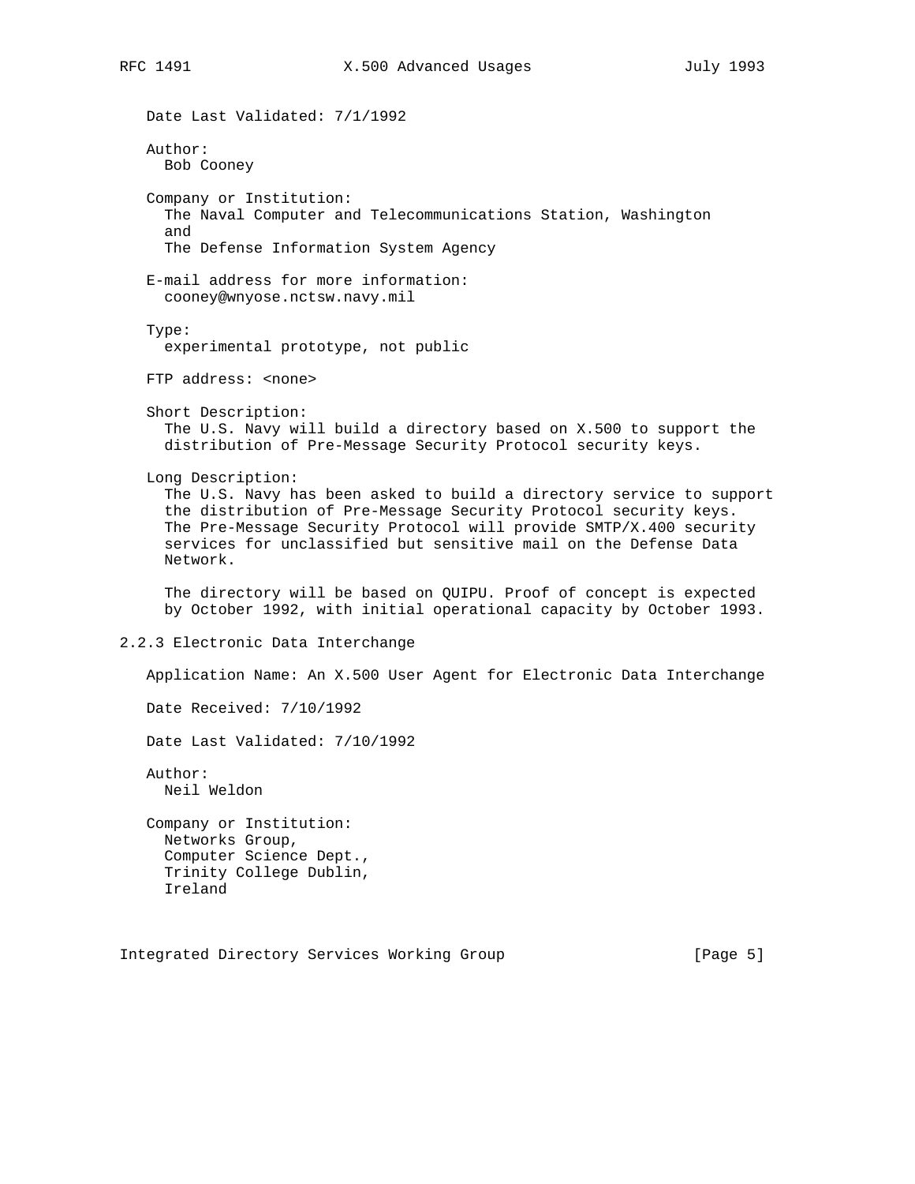Date Last Validated: 7/1/1992

Author:
  Bob Cooney

Company or Institution:
  The Naval Computer and Telecommunications Station, Washington
  and
  The Defense Information System Agency

E-mail address for more information:
  cooney@wnyose.nctsw.navy.mil

Type:
  experimental prototype, not public

FTP address: <none>

Short Description:
  The U.S. Navy will build a directory based on X.500 to support the distribution of Pre-Message Security Protocol security keys.

Long Description:
  The U.S. Navy has been asked to build a directory service to support the distribution of Pre-Message Security Protocol security keys. The Pre-Message Security Protocol will provide SMTP/X.400 security services for unclassified but sensitive mail on the Defense Data Network.

  The directory will be based on QUIPU. Proof of concept is expected by October 1992, with initial operational capacity by October 1993.

### 2.2.3 Electronic Data Interchange

Application Name: An X.500 User Agent for Electronic Data Interchange

Date Received: 7/10/1992

Date Last Validated: 7/10/1992

Author:
  Neil Weldon

Company or Institution:
  Networks Group,
  Computer Science Dept.,
  Trinity College Dublin,
  Ireland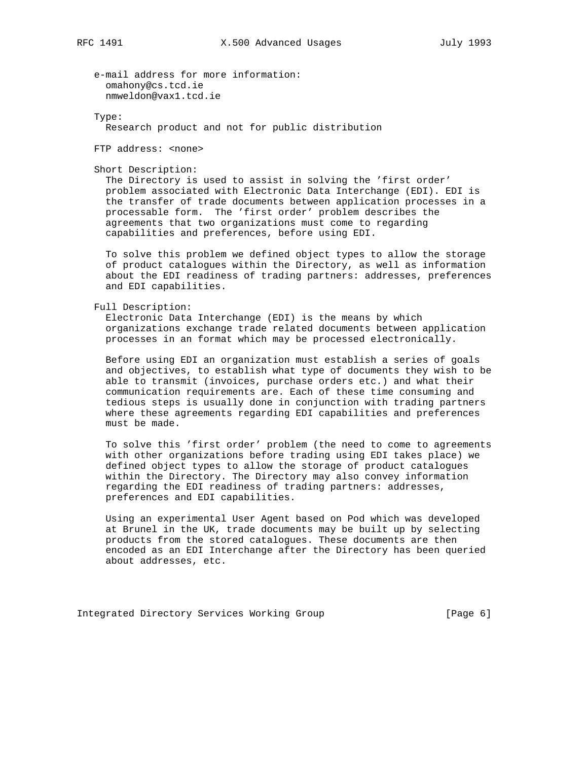e-mail address for more information:
omahony@cs.tcd.ie
nmweldon@vax1.tcd.ie

Type:
Research product and not for public distribution

FTP address: <none>

Short Description:
The Directory is used to assist in solving the 'first order' problem associated with Electronic Data Interchange (EDI). EDI is the transfer of trade documents between application processes in a processable form. The 'first order' problem describes the agreements that two organizations must come to regarding capabilities and preferences, before using EDI.

To solve this problem we defined object types to allow the storage of product catalogues within the Directory, as well as information about the EDI readiness of trading partners: addresses, preferences and EDI capabilities.

Full Description:
Electronic Data Interchange (EDI) is the means by which organizations exchange trade related documents between application processes in an format which may be processed electronically.

Before using EDI an organization must establish a series of goals and objectives, to establish what type of documents they wish to be able to transmit (invoices, purchase orders etc.) and what their communication requirements are. Each of these time consuming and tedious steps is usually done in conjunction with trading partners where these agreements regarding EDI capabilities and preferences must be made.

To solve this 'first order' problem (the need to come to agreements with other organizations before trading using EDI takes place) we defined object types to allow the storage of product catalogues within the Directory. The Directory may also convey information regarding the EDI readiness of trading partners: addresses, preferences and EDI capabilities.

Using an experimental User Agent based on Pod which was developed at Brunel in the UK, trade documents may be built up by selecting products from the stored catalogues. These documents are then encoded as an EDI Interchange after the Directory has been queried about addresses, etc.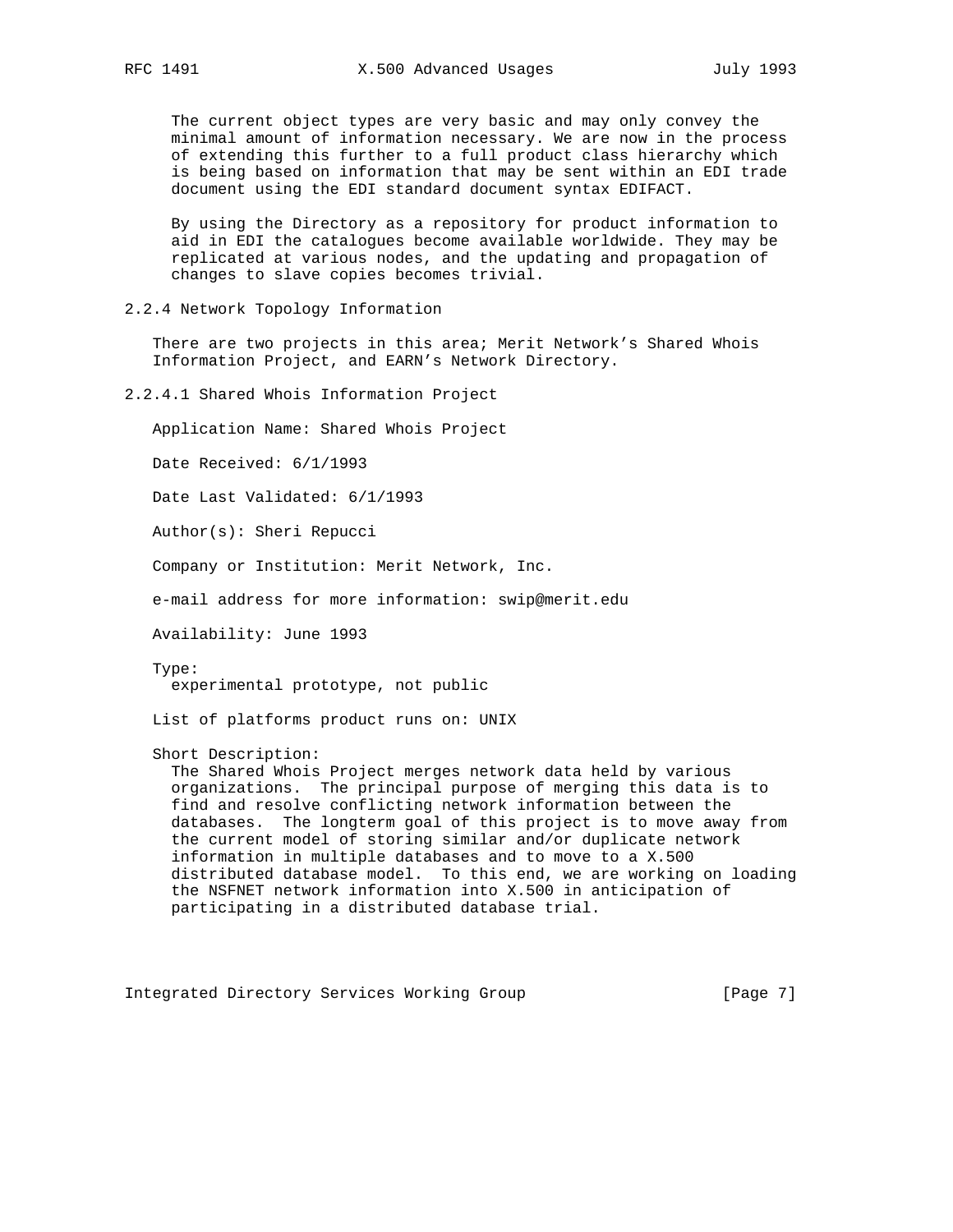The current object types are very basic and may only convey the minimal amount of information necessary. We are now in the process of extending this further to a full product class hierarchy which is being based on information that may be sent within an EDI trade document using the EDI standard document syntax EDIFACT.

By using the Directory as a repository for product information to aid in EDI the catalogues become available worldwide. They may be replicated at various nodes, and the updating and propagation of changes to slave copies becomes trivial.

#### 2.2.4 Network Topology Information

There are two projects in this area; Merit Network's Shared Whois Information Project, and EARN's Network Directory.

##### 2.2.4.1 Shared Whois Information Project

Application Name: Shared Whois Project

Date Received: 6/1/1993

Date Last Validated: 6/1/1993

Author(s): Sheri Repucci

Company or Institution: Merit Network, Inc.

e-mail address for more information: swip@merit.edu

Availability: June 1993

Type:
experimental prototype, not public

List of platforms product runs on: UNIX

Short Description:
The Shared Whois Project merges network data held by various organizations. The principal purpose of merging this data is to find and resolve conflicting network information between the databases. The longterm goal of this project is to move away from the current model of storing similar and/or duplicate network information in multiple databases and to move to a X.500 distributed database model. To this end, we are working on loading the NSFNET network information into X.500 in anticipation of participating in a distributed database trial.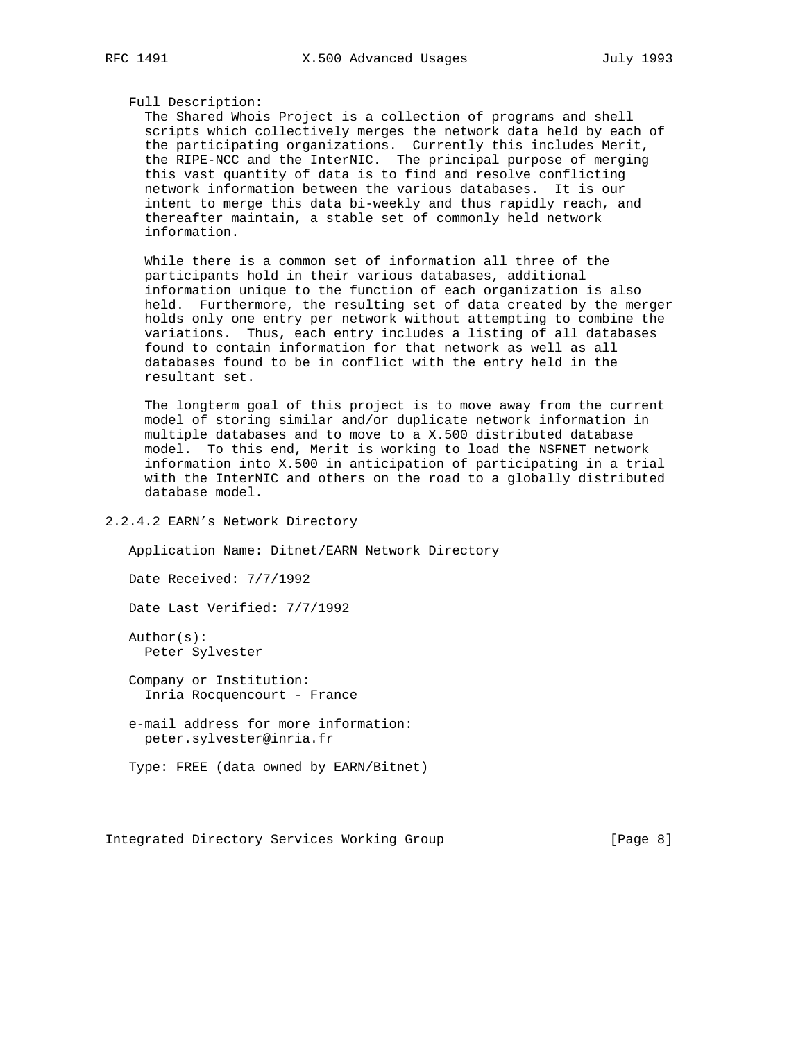Full Description:

The Shared Whois Project is a collection of programs and shell scripts which collectively merges the network data held by each of the participating organizations. Currently this includes Merit, the RIPE-NCC and the InterNIC. The principal purpose of merging this vast quantity of data is to find and resolve conflicting network information between the various databases. It is our intent to merge this data bi-weekly and thus rapidly reach, and thereafter maintain, a stable set of commonly held network information.

While there is a common set of information all three of the participants hold in their various databases, additional information unique to the function of each organization is also held. Furthermore, the resulting set of data created by the merger holds only one entry per network without attempting to combine the variations. Thus, each entry includes a listing of all databases found to contain information for that network as well as all databases found to be in conflict with the entry held in the resultant set.

The longterm goal of this project is to move away from the current model of storing similar and/or duplicate network information in multiple databases and to move to a X.500 distributed database model. To this end, Merit is working to load the NSFNET network information into X.500 in anticipation of participating in a trial with the InterNIC and others on the road to a globally distributed database model.

### 2.2.4.2 EARN’s Network Directory

Application Name: Ditnet/EARN Network Directory

Date Received: 7/7/1992

Date Last Verified: 7/7/1992

Author(s):
Peter Sylvester

Company or Institution:
Inria Rocquencourt - France

e-mail address for more information:
peter.sylvester@inria.fr

Type: FREE (data owned by EARN/Bitnet)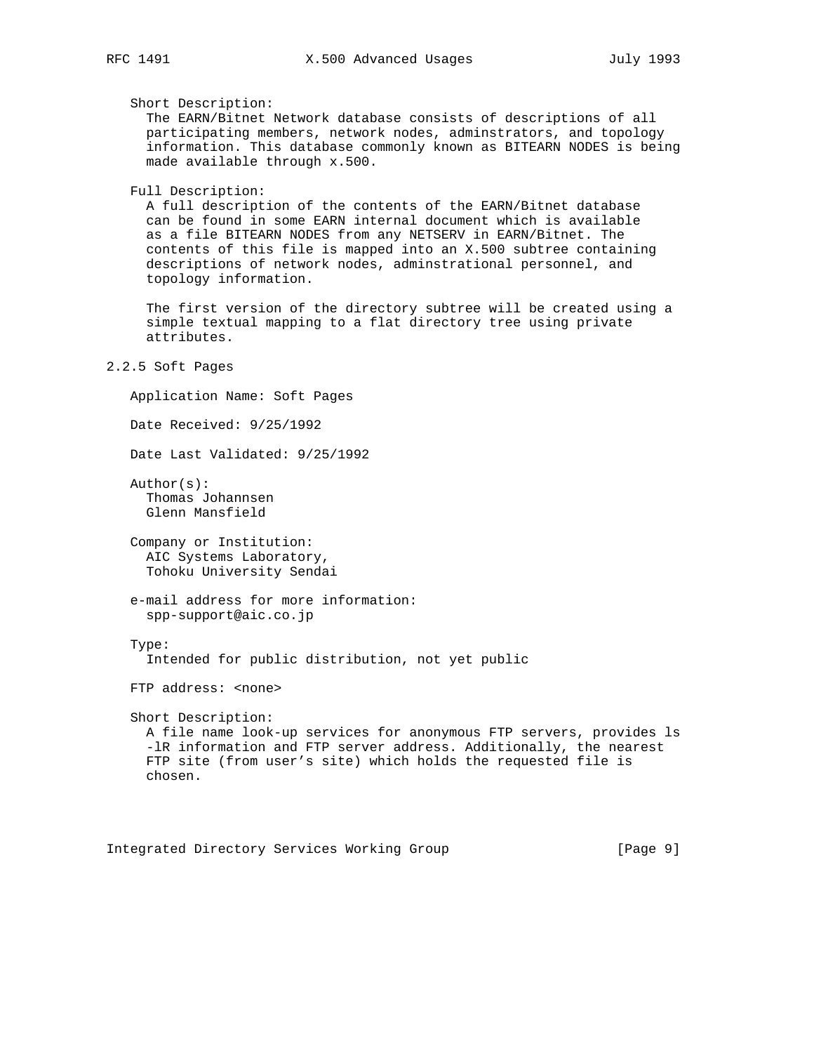Short Description:
The EARN/Bitnet Network database consists of descriptions of all participating members, network nodes, adminstrators, and topology information. This database commonly known as BITEARN NODES is being made available through x.500.

Full Description:
A full description of the contents of the EARN/Bitnet database can be found in some EARN internal document which is available as a file BITEARN NODES from any NETSERV in EARN/Bitnet. The contents of this file is mapped into an X.500 subtree containing descriptions of network nodes, adminstrational personnel, and topology information.

The first version of the directory subtree will be created using a simple textual mapping to a flat directory tree using private attributes.

### 2.2.5 Soft Pages

Application Name: Soft Pages

Date Received: 9/25/1992

Date Last Validated: 9/25/1992

Author(s):
Thomas Johannsen
Glenn Mansfield

Company or Institution:
AIC Systems Laboratory,
Tohoku University Sendai

e-mail address for more information:
spp-support@aic.co.jp

Type:
Intended for public distribution, not yet public

FTP address: <none>

Short Description:
A file name look-up services for anonymous FTP servers, provides ls -lR information and FTP server address. Additionally, the nearest FTP site (from user's site) which holds the requested file is chosen.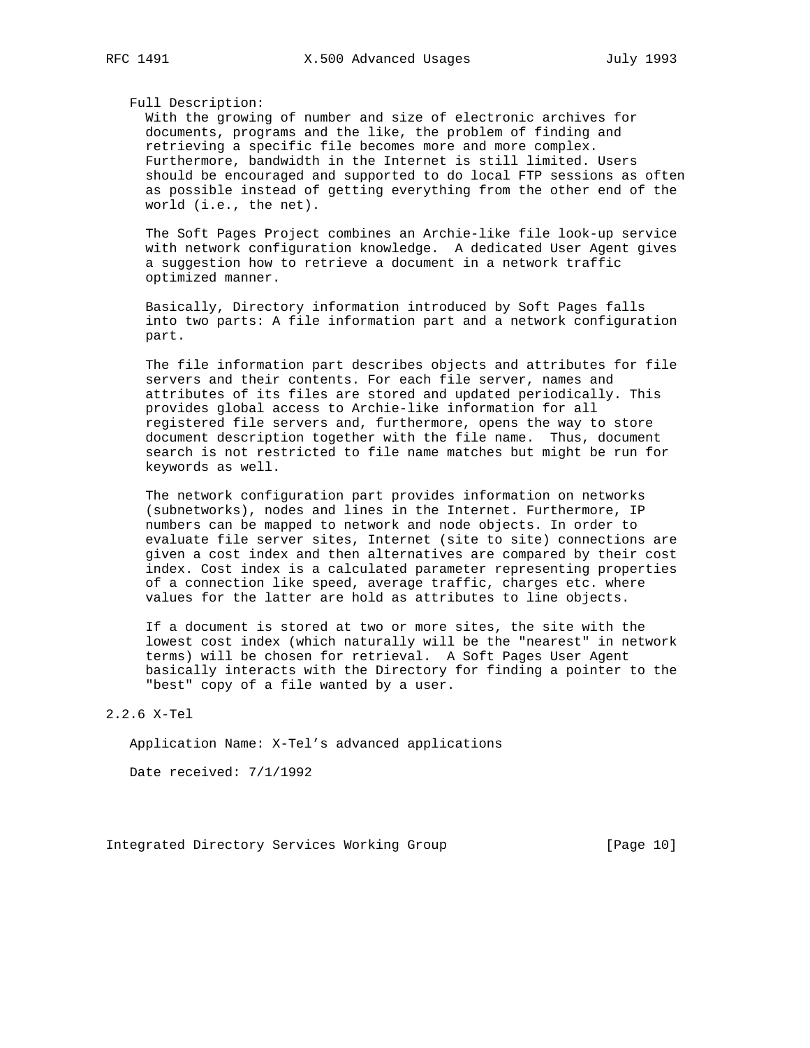Full Description:

With the growing of number and size of electronic archives for documents, programs and the like, the problem of finding and retrieving a specific file becomes more and more complex. Furthermore, bandwidth in the Internet is still limited. Users should be encouraged and supported to do local FTP sessions as often as possible instead of getting everything from the other end of the world (i.e., the net).

The Soft Pages Project combines an Archie-like file look-up service with network configuration knowledge. A dedicated User Agent gives a suggestion how to retrieve a document in a network traffic optimized manner.

Basically, Directory information introduced by Soft Pages falls into two parts: A file information part and a network configuration part.

The file information part describes objects and attributes for file servers and their contents. For each file server, names and attributes of its files are stored and updated periodically. This provides global access to Archie-like information for all registered file servers and, furthermore, opens the way to store document description together with the file name. Thus, document search is not restricted to file name matches but might be run for keywords as well.

The network configuration part provides information on networks (subnetworks), nodes and lines in the Internet. Furthermore, IP numbers can be mapped to network and node objects. In order to evaluate file server sites, Internet (site to site) connections are given a cost index and then alternatives are compared by their cost index. Cost index is a calculated parameter representing properties of a connection like speed, average traffic, charges etc. where values for the latter are hold as attributes to line objects.

If a document is stored at two or more sites, the site with the lowest cost index (which naturally will be the "nearest" in network terms) will be chosen for retrieval. A Soft Pages User Agent basically interacts with the Directory for finding a pointer to the "best" copy of a file wanted by a user.

### 2.2.6 X-Tel

Application Name: X-Tel's advanced applications

Date received: 7/1/1992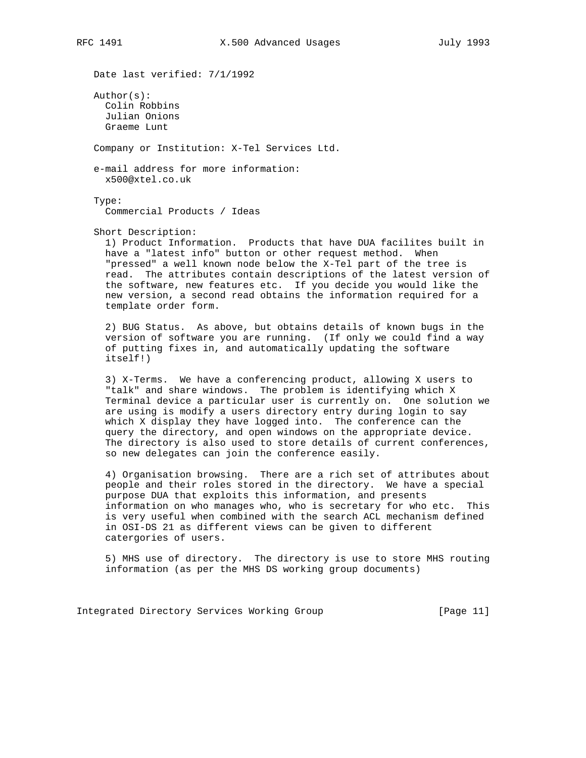Date last verified: 7/1/1992

Author(s):
Colin Robbins
Julian Onions
Graeme Lunt

Company or Institution: X-Tel Services Ltd.

e-mail address for more information:
x500@xtel.co.uk

Type:
Commercial Products / Ideas

Short Description:

1) Product Information. Products that have DUA facilites built in have a "latest info" button or other request method. When "pressed" a well known node below the X-Tel part of the tree is read. The attributes contain descriptions of the latest version of the software, new features etc. If you decide you would like the new version, a second read obtains the information required for a template order form.

2) BUG Status. As above, but obtains details of known bugs in the version of software you are running. (If only we could find a way of putting fixes in, and automatically updating the software itself!)

3) X-Terms. We have a conferencing product, allowing X users to "talk" and share windows. The problem is identifying which X Terminal device a particular user is currently on. One solution we are using is modify a users directory entry during login to say which X display they have logged into. The conference can the query the directory, and open windows on the appropriate device. The directory is also used to store details of current conferences, so new delegates can join the conference easily.

4) Organisation browsing. There are a rich set of attributes about people and their roles stored in the directory. We have a special purpose DUA that exploits this information, and presents information on who manages who, who is secretary for who etc. This is very useful when combined with the search ACL mechanism defined in OSI-DS 21 as different views can be given to different catergories of users.

5) MHS use of directory. The directory is use to store MHS routing information (as per the MHS DS working group documents)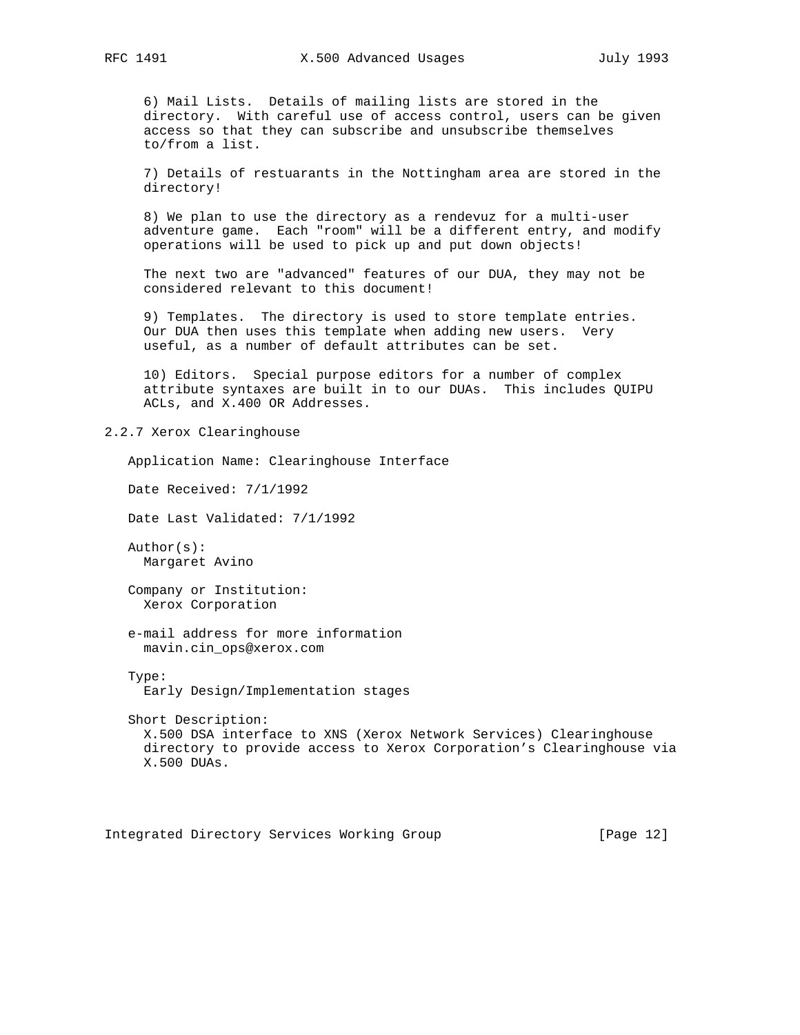6) Mail Lists. Details of mailing lists are stored in the directory. With careful use of access control, users can be given access so that they can subscribe and unsubscribe themselves to/from a list.

7) Details of restuarants in the Nottingham area are stored in the directory!

8) We plan to use the directory as a rendevuz for a multi-user adventure game. Each "room" will be a different entry, and modify operations will be used to pick up and put down objects!

The next two are "advanced" features of our DUA, they may not be considered relevant to this document!

9) Templates. The directory is used to store template entries. Our DUA then uses this template when adding new users. Very useful, as a number of default attributes can be set.

10) Editors. Special purpose editors for a number of complex attribute syntaxes are built in to our DUAs. This includes QUIPU ACLs, and X.400 OR Addresses.

### 2.2.7 Xerox Clearinghouse

Application Name: Clearinghouse Interface

Date Received: 7/1/1992

Date Last Validated: 7/1/1992

Author(s):
Margaret Avino

Company or Institution:
Xerox Corporation

e-mail address for more information
mavin.cin_ops@xerox.com

Type:
Early Design/Implementation stages

Short Description:
X.500 DSA interface to XNS (Xerox Network Services) Clearinghouse directory to provide access to Xerox Corporation's Clearinghouse via X.500 DUAs.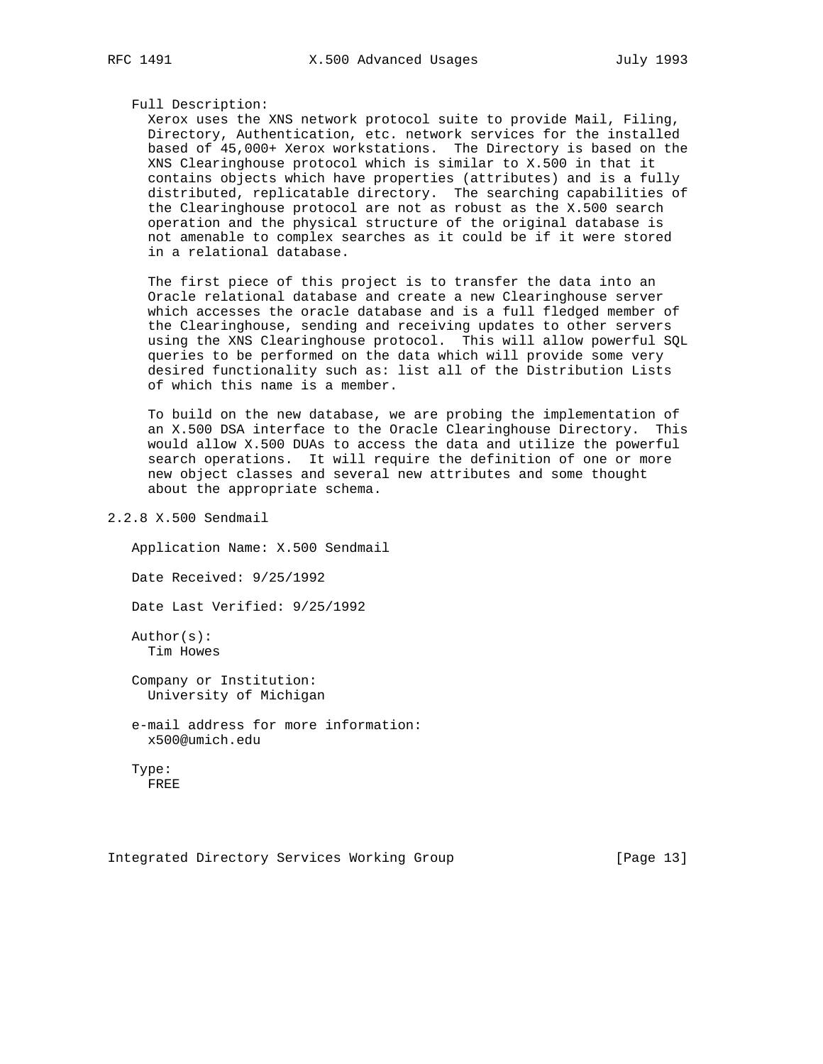Full Description:

Xerox uses the XNS network protocol suite to provide Mail, Filing, Directory, Authentication, etc. network services for the installed based of 45,000+ Xerox workstations. The Directory is based on the XNS Clearinghouse protocol which is similar to X.500 in that it contains objects which have properties (attributes) and is a fully distributed, replicatable directory. The searching capabilities of the Clearinghouse protocol are not as robust as the X.500 search operation and the physical structure of the original database is not amenable to complex searches as it could be if it were stored in a relational database.

The first piece of this project is to transfer the data into an Oracle relational database and create a new Clearinghouse server which accesses the oracle database and is a full fledged member of the Clearinghouse, sending and receiving updates to other servers using the XNS Clearinghouse protocol. This will allow powerful SQL queries to be performed on the data which will provide some very desired functionality such as: list all of the Distribution Lists of which this name is a member.

To build on the new database, we are probing the implementation of an X.500 DSA interface to the Oracle Clearinghouse Directory. This would allow X.500 DUAs to access the data and utilize the powerful search operations. It will require the definition of one or more new object classes and several new attributes and some thought about the appropriate schema.

### 2.2.8 X.500 Sendmail

Application Name: X.500 Sendmail

Date Received: 9/25/1992

Date Last Verified: 9/25/1992

Author(s):
Tim Howes

Company or Institution:
University of Michigan

e-mail address for more information:
x500@umich.edu

Type:
FREE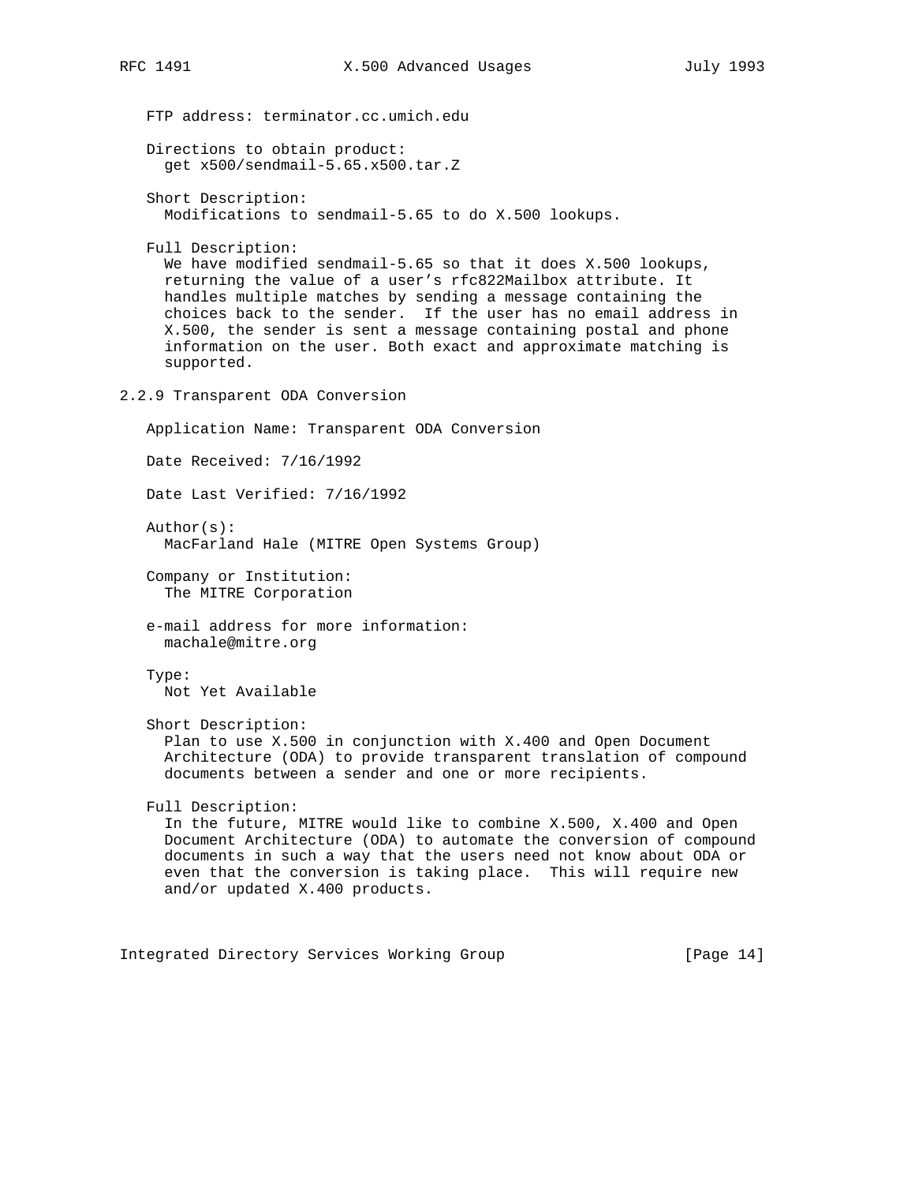FTP address: terminator.cc.umich.edu

Directions to obtain product:
get x500/sendmail-5.65.x500.tar.Z

Short Description:
Modifications to sendmail-5.65 to do X.500 lookups.

Full Description:
We have modified sendmail-5.65 so that it does X.500 lookups, returning the value of a user's rfc822Mailbox attribute. It handles multiple matches by sending a message containing the choices back to the sender. If the user has no email address in X.500, the sender is sent a message containing postal and phone information on the user. Both exact and approximate matching is supported.

### 2.2.9 Transparent ODA Conversion

Application Name: Transparent ODA Conversion

Date Received: 7/16/1992

Date Last Verified: 7/16/1992

Author(s):
MacFarland Hale (MITRE Open Systems Group)

Company or Institution:
The MITRE Corporation

e-mail address for more information:
machale@mitre.org

Type:
Not Yet Available

Short Description:
Plan to use X.500 in conjunction with X.400 and Open Document Architecture (ODA) to provide transparent translation of compound documents between a sender and one or more recipients.

Full Description:
In the future, MITRE would like to combine X.500, X.400 and Open Document Architecture (ODA) to automate the conversion of compound documents in such a way that the users need not know about ODA or even that the conversion is taking place. This will require new and/or updated X.400 products.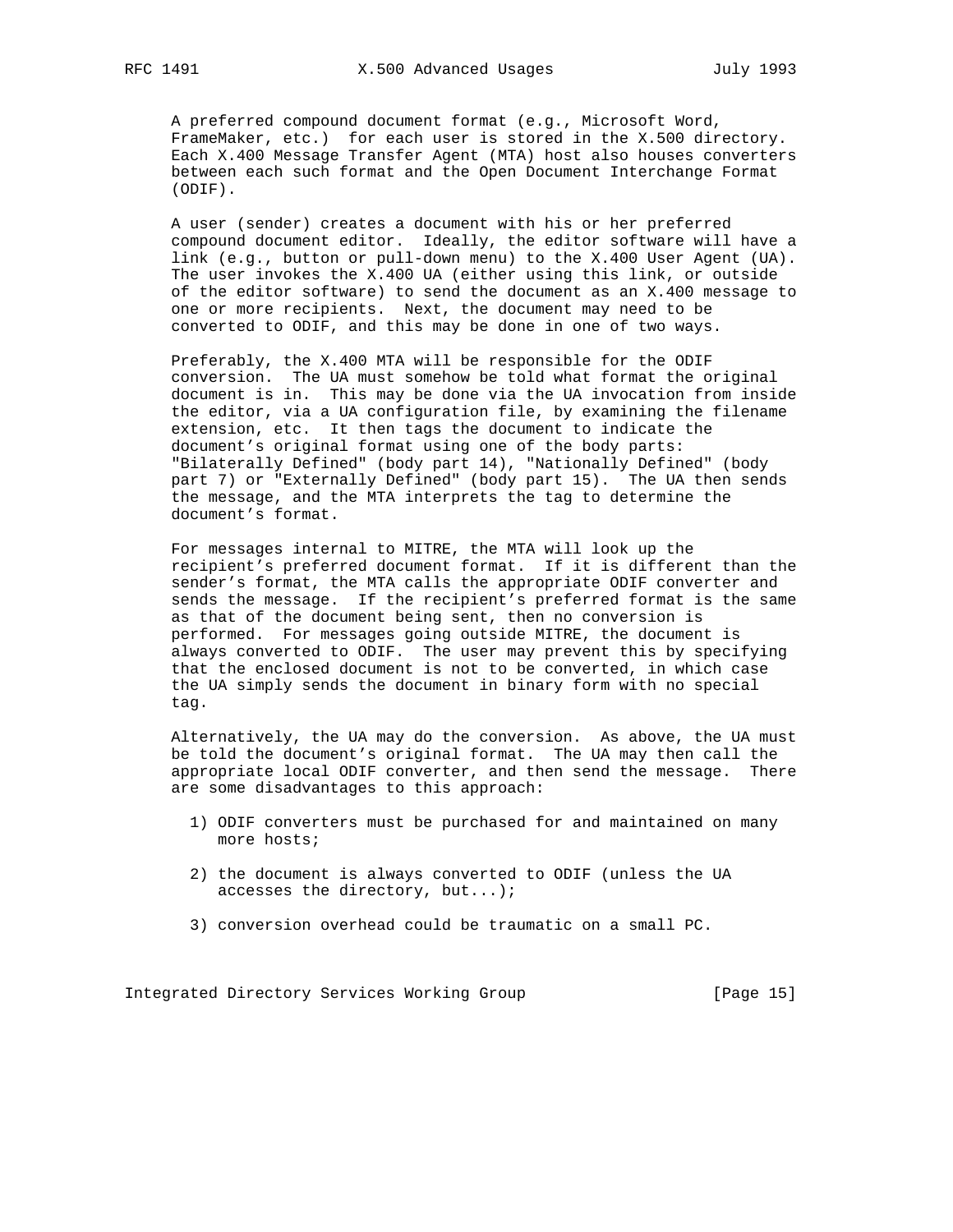A preferred compound document format (e.g., Microsoft Word, FrameMaker, etc.) for each user is stored in the X.500 directory. Each X.400 Message Transfer Agent (MTA) host also houses converters between each such format and the Open Document Interchange Format (ODIF).

A user (sender) creates a document with his or her preferred compound document editor. Ideally, the editor software will have a link (e.g., button or pull-down menu) to the X.400 User Agent (UA). The user invokes the X.400 UA (either using this link, or outside of the editor software) to send the document as an X.400 message to one or more recipients. Next, the document may need to be converted to ODIF, and this may be done in one of two ways.

Preferably, the X.400 MTA will be responsible for the ODIF conversion. The UA must somehow be told what format the original document is in. This may be done via the UA invocation from inside the editor, via a UA configuration file, by examining the filename extension, etc. It then tags the document to indicate the document's original format using one of the body parts: "Bilaterally Defined" (body part 14), "Nationally Defined" (body part 7) or "Externally Defined" (body part 15). The UA then sends the message, and the MTA interprets the tag to determine the document's format.

For messages internal to MITRE, the MTA will look up the recipient's preferred document format. If it is different than the sender's format, the MTA calls the appropriate ODIF converter and sends the message. If the recipient's preferred format is the same as that of the document being sent, then no conversion is performed. For messages going outside MITRE, the document is always converted to ODIF. The user may prevent this by specifying that the enclosed document is not to be converted, in which case the UA simply sends the document in binary form with no special tag.

Alternatively, the UA may do the conversion. As above, the UA must be told the document's original format. The UA may then call the appropriate local ODIF converter, and then send the message. There are some disadvantages to this approach:

1) ODIF converters must be purchased for and maintained on many more hosts;

2) the document is always converted to ODIF (unless the UA accesses the directory, but...);

3) conversion overhead could be traumatic on a small PC.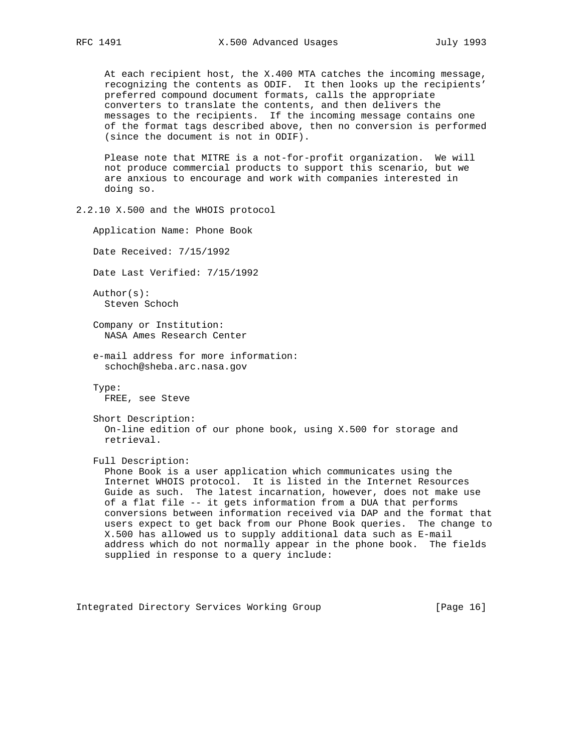At each recipient host, the X.400 MTA catches the incoming message, recognizing the contents as ODIF. It then looks up the recipients' preferred compound document formats, calls the appropriate converters to translate the contents, and then delivers the messages to the recipients. If the incoming message contains one of the format tags described above, then no conversion is performed (since the document is not in ODIF).

Please note that MITRE is a not-for-profit organization. We will not produce commercial products to support this scenario, but we are anxious to encourage and work with companies interested in doing so.

### 2.2.10 X.500 and the WHOIS protocol

Application Name: Phone Book

Date Received: 7/15/1992

Date Last Verified: 7/15/1992

Author(s):
Steven Schoch

Company or Institution:
NASA Ames Research Center

e-mail address for more information:
schoch@sheba.arc.nasa.gov

Type:
FREE, see Steve

Short Description:
On-line edition of our phone book, using X.500 for storage and retrieval.

Full Description:
Phone Book is a user application which communicates using the Internet WHOIS protocol. It is listed in the Internet Resources Guide as such. The latest incarnation, however, does not make use of a flat file -- it gets information from a DUA that performs conversions between information received via DAP and the format that users expect to get back from our Phone Book queries. The change to X.500 has allowed us to supply additional data such as E-mail address which do not normally appear in the phone book. The fields supplied in response to a query include: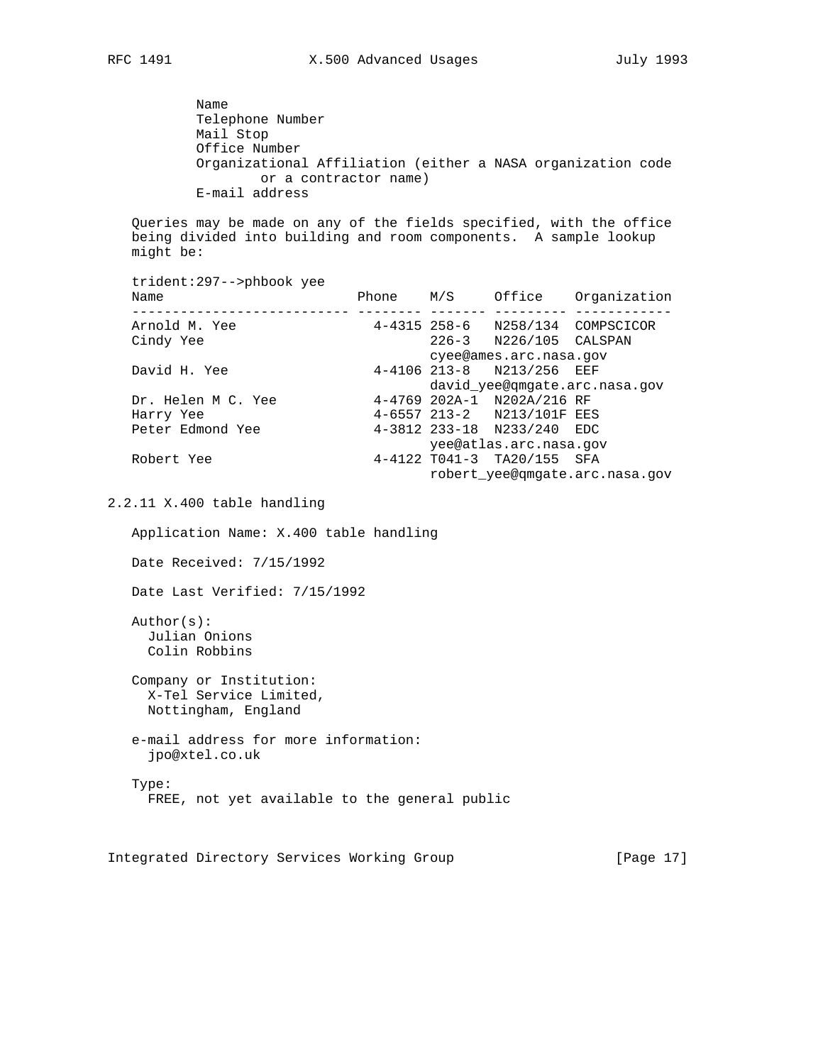Name
Telephone Number
Mail Stop
Office Number
Organizational Affiliation (either a NASA organization code or a contractor name)
E-mail address

Queries may be made on any of the fields specified, with the office being divided into building and room components. A sample lookup might be:

```
trident:297-->phbook yee
Name                        Phone    M/S     Office    Organization
--------------------------- -------- ------- --------- ------------
Arnold M. Yee                 4-4315 258-6   N258/134  COMPSCICOR
Cindy Yee                            226-3   N226/105  CALSPAN
                                     cyee@ames.arc.nasa.gov
David H. Yee                  4-4106 213-8   N213/256  EEF
                                     david_yee@qmgate.arc.nasa.gov
Dr. Helen M C. Yee            4-4769 202A-1  N202A/216 RF
Harry Yee                     4-6557 213-2   N213/101F EES
Peter Edmond Yee              4-3812 233-18  N233/240  EDC
                                     yee@atlas.arc.nasa.gov
Robert Yee                    4-4122 T041-3  TA20/155  SFA
                                     robert_yee@qmgate.arc.nasa.gov
```

### 2.2.11 X.400 table handling

Application Name: X.400 table handling

Date Received: 7/15/1992

Date Last Verified: 7/15/1992

Author(s):
Julian Onions
Colin Robbins

Company or Institution:
X-Tel Service Limited,
Nottingham, England

e-mail address for more information:
jpo@xtel.co.uk

Type:
FREE, not yet available to the general public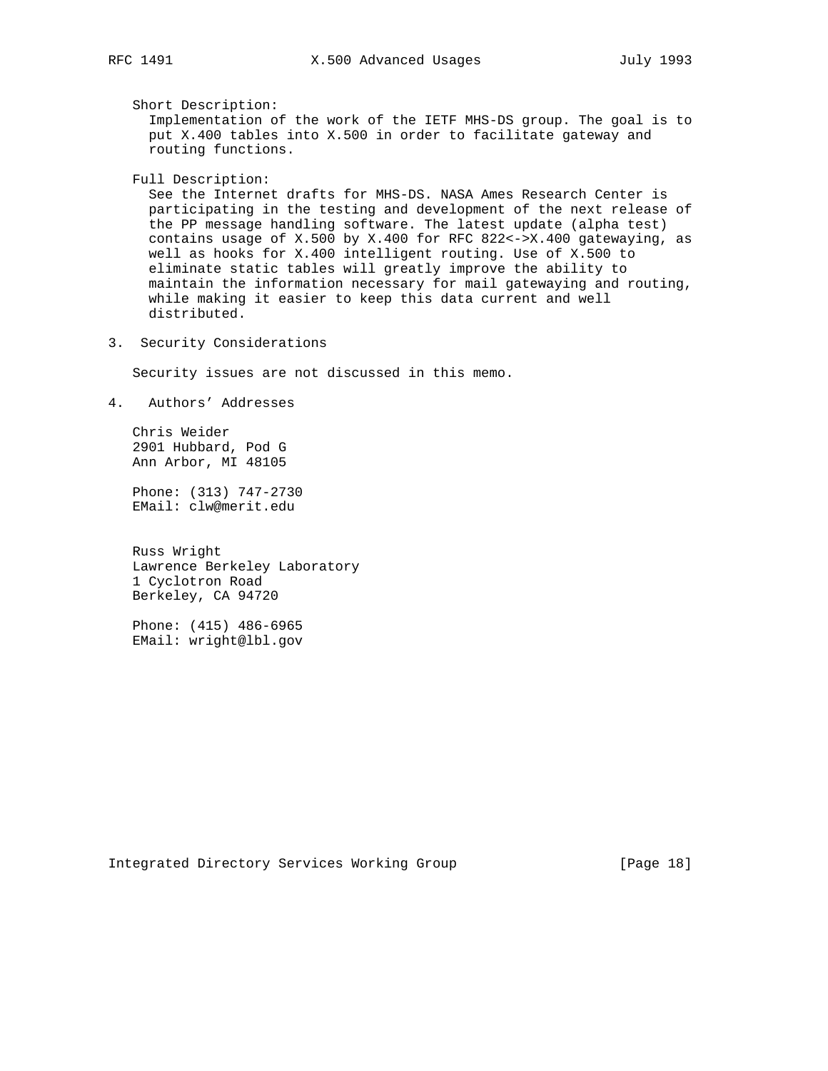Short Description:
Implementation of the work of the IETF MHS-DS group. The goal is to put X.400 tables into X.500 in order to facilitate gateway and routing functions.

Full Description:
See the Internet drafts for MHS-DS. NASA Ames Research Center is participating in the testing and development of the next release of the PP message handling software. The latest update (alpha test) contains usage of X.500 by X.400 for RFC 822<->X.400 gatewaying, as well as hooks for X.400 intelligent routing. Use of X.500 to eliminate static tables will greatly improve the ability to maintain the information necessary for mail gatewaying and routing, while making it easier to keep this data current and well distributed.

## 3. Security Considerations

Security issues are not discussed in this memo.

## 4. Authors' Addresses

Chris Weider
2901 Hubbard, Pod G
Ann Arbor, MI 48105

Phone: (313) 747-2730
EMail: clw@merit.edu

Russ Wright
Lawrence Berkeley Laboratory
1 Cyclotron Road
Berkeley, CA 94720

Phone: (415) 486-6965
EMail: wright@lbl.gov